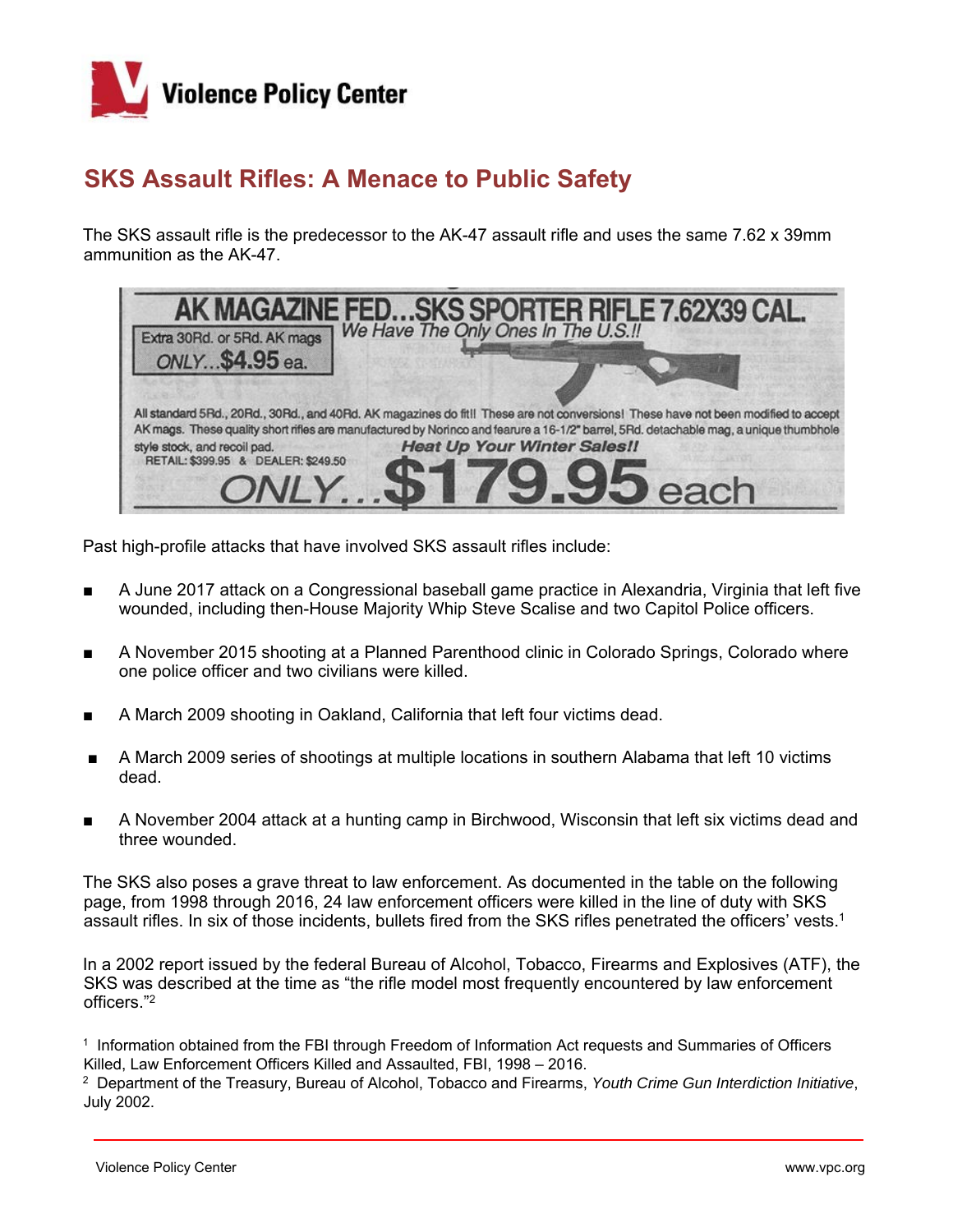# SKS Assault Rifles: A Menace to Public Safety

The SKS assault rifle is the predecessor to the AK-47 assault rifle and uses the same 7.62 x 39mm ammunition as the AK-47.

AK MAGAZINE FED...SKS SPORTER RIFLE 7.62X39 CAL.

Extra 30Rd. or 5Rd. AK mags ONLY...$4.95 ea.

We Have The Only Ones In The U.S.!!

All standard 5Rd., 20Rd., 30Rd., and 40Rd. AK magazines do fit!! These are not conversions! These have not been modified to accept AK mags. These quality short rifles are manufactured by Norinco and feature a 16-1/2" barrel, 5Rd. detachable mag, a unique thumbhole style stock, and recoil pad.

Heat Up Your Winter Sales!!

RETAIL: $399.95 & DEALER: $249.50

ONLY...$179.95 each

Past high-profile attacks that have involved SKS assault rifles include:

- A June 2017 attack on a Congressional baseball game practice in Alexandria, Virginia that left five wounded, including then-House Majority Whip Steve Scalise and two Capitol Police officers.
- A November 2015 shooting at a Planned Parenthood clinic in Colorado Springs, Colorado where one police officer and two civilians were killed.
- A March 2009 shooting in Oakland, California that left four victims dead.
- A March 2009 series of shootings at multiple locations in southern Alabama that left 10 victims dead.
- A November 2004 attack at a hunting camp in Birchwood, Wisconsin that left six victims dead and three wounded.

The SKS also poses a grave threat to law enforcement. As documented in the table on the following page, from 1998 through 2016, 24 law enforcement officers were killed in the line of duty with SKS assault rifles. In six of those incidents, bullets fired from the SKS rifles penetrated the officers' vests.[1]

In a 2002 report issued by the federal Bureau of Alcohol, Tobacco, Firearms and Explosives (ATF), the SKS was described at the time as "the rifle model most frequently encountered by law enforcement officers."[2]

[1] Information obtained from the FBI through Freedom of Information Act requests and Summaries of Officers Killed, Law Enforcement Officers Killed and Assaulted, FBI, 1998 – 2016.

[2] Department of the Treasury, Bureau of Alcohol, Tobacco and Firearms, *Youth Crime Gun Interdiction Initiative*, July 2002.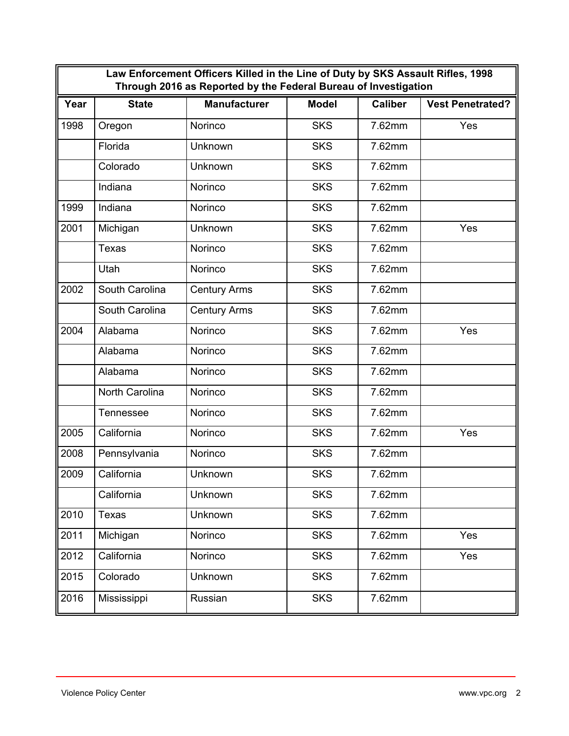**Law Enforcement Officers Killed in the Line of Duty by SKS Assault Rifles, 1998 Through 2016 as Reported by the Federal Bureau of Investigation**

| Year | State | Manufacturer | Model | Caliber | Vest Penetrated? |
|---|---|---|---|---|---|
| 1998 | Oregon | Norinco | SKS | 7.62mm | Yes |
| | Florida | Unknown | SKS | 7.62mm | |
| | Colorado | Unknown | SKS | 7.62mm | |
| | Indiana | Norinco | SKS | 7.62mm | |
| 1999 | Indiana | Norinco | SKS | 7.62mm | |
| 2001 | Michigan | Unknown | SKS | 7.62mm | Yes |
| | Texas | Norinco | SKS | 7.62mm | |
| | Utah | Norinco | SKS | 7.62mm | |
| 2002 | South Carolina | Century Arms | SKS | 7.62mm | |
| | South Carolina | Century Arms | SKS | 7.62mm | |
| 2004 | Alabama | Norinco | SKS | 7.62mm | Yes |
| | Alabama | Norinco | SKS | 7.62mm | |
| | Alabama | Norinco | SKS | 7.62mm | |
| | North Carolina | Norinco | SKS | 7.62mm | |
| | Tennessee | Norinco | SKS | 7.62mm | |
| 2005 | California | Norinco | SKS | 7.62mm | Yes |
| 2008 | Pennsylvania | Norinco | SKS | 7.62mm | |
| 2009 | California | Unknown | SKS | 7.62mm | |
| | California | Unknown | SKS | 7.62mm | |
| 2010 | Texas | Unknown | SKS | 7.62mm | |
| 2011 | Michigan | Norinco | SKS | 7.62mm | Yes |
| 2012 | California | Norinco | SKS | 7.62mm | Yes |
| 2015 | Colorado | Unknown | SKS | 7.62mm | |
| 2016 | Mississippi | Russian | SKS | 7.62mm | |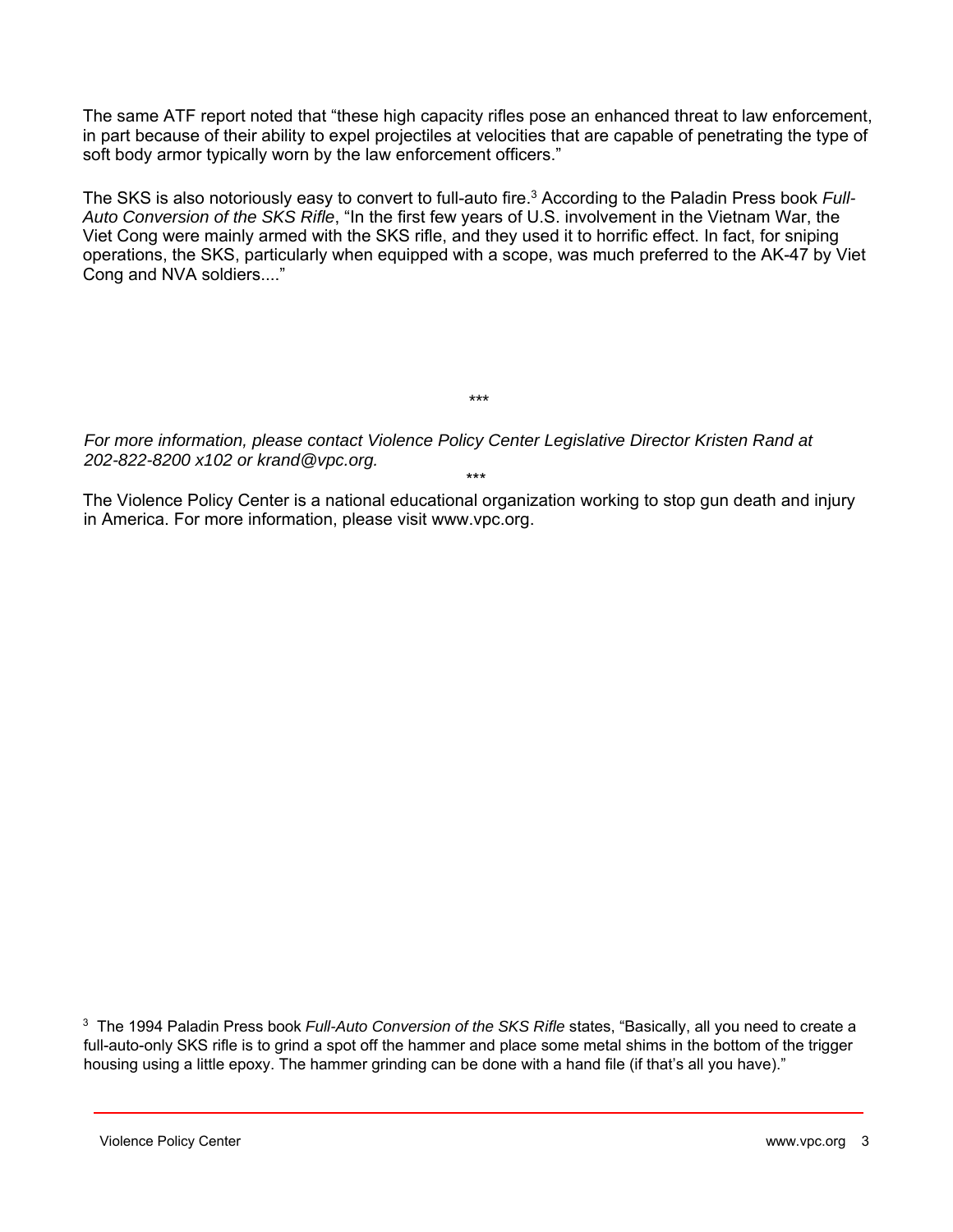The same ATF report noted that "these high capacity rifles pose an enhanced threat to law enforcement, in part because of their ability to expel projectiles at velocities that are capable of penetrating the type of soft body armor typically worn by the law enforcement officers."

The SKS is also notoriously easy to convert to full-auto fire.[3] According to the Paladin Press book *Full-Auto Conversion of the SKS Rifle*, "In the first few years of U.S. involvement in the Vietnam War, the Viet Cong were mainly armed with the SKS rifle, and they used it to horrific effect. In fact, for sniping operations, the SKS, particularly when equipped with a scope, was much preferred to the AK-47 by Viet Cong and NVA soldiers...."

\*\*\*

*For more information, please contact Violence Policy Center Legislative Director Kristen Rand at 202-822-8200 x102 or krand@vpc.org.*

\*\*\*

The Violence Policy Center is a national educational organization working to stop gun death and injury in America. For more information, please visit www.vpc.org.

---

[3] The 1994 Paladin Press book *Full-Auto Conversion of the SKS Rifle* states, "Basically, all you need to create a full-auto-only SKS rifle is to grind a spot off the hammer and place some metal shims in the bottom of the trigger housing using a little epoxy. The hammer grinding can be done with a hand file (if that's all you have)."